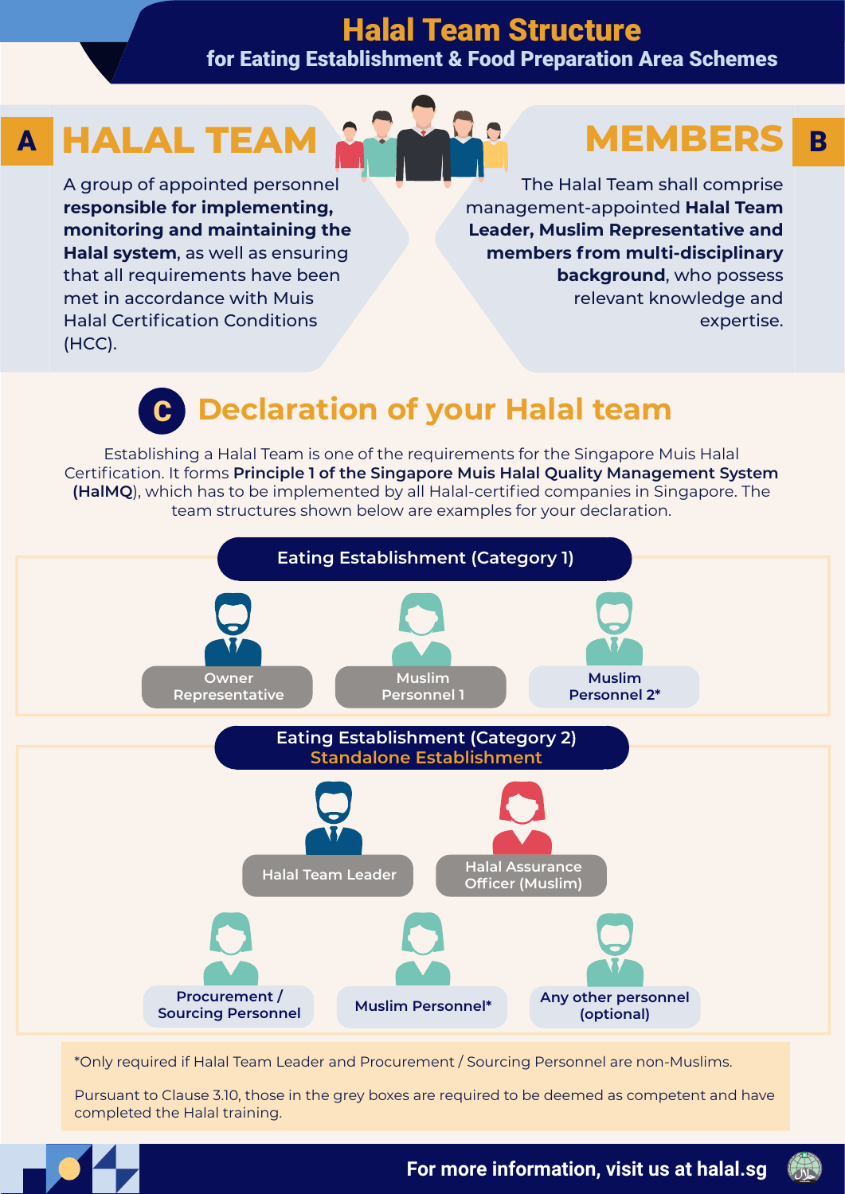# Halal Team Structure

## for Eating Establishment & Food Preparation Area Schemes

## A HALAL TEAM

A group of appointed personnel **responsible for implementing, monitoring and maintaining the Halal system**, as well as ensuring that all requirements have been met in accordance with Muis Halal Certification Conditions (HCC).

## MEMBERS B

The Halal Team shall comprise management-appointed **Halal Team Leader, Muslim Representative and members from multi-disciplinary background**, who possess relevant knowledge and expertise.

## C Declaration of your Halal team

Establishing a Halal Team is one of the requirements for the Singapore Muis Halal Certification. It forms **Principle 1 of the Singapore Muis Halal Quality Management System (HalMQ)**, which has to be implemented by all Halal-certified companies in Singapore. The team structures shown below are examples for your declaration.

### Eating Establishment (Category 1)

- Owner Representative
- Muslim Personnel 1
- Muslim Personnel 2*

### Eating Establishment (Category 2)
**Standalone Establishment**

- Halal Team Leader
- Halal Assurance Officer (Muslim)
- Procurement / Sourcing Personnel
- Muslim Personnel*
- Any other personnel (optional)

*Only required if Halal Team Leader and Procurement / Sourcing Personnel are non-Muslims.

Pursuant to Clause 3.10, those in the grey boxes are required to be deemed as competent and have completed the Halal training.

For more information, visit us at halal.sg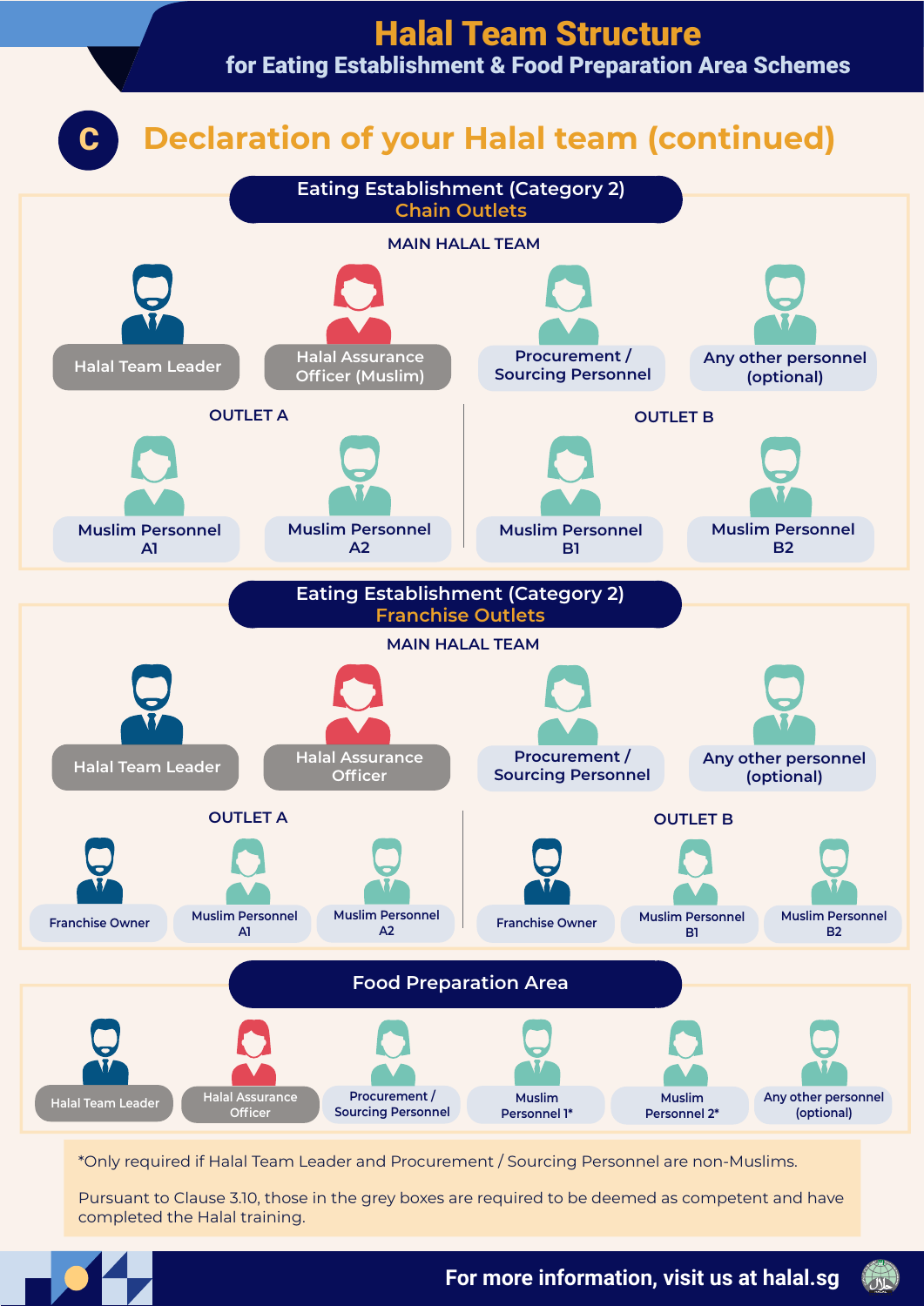# Halal Team Structure

## for Eating Establishment & Food Preparation Area Schemes

## C Declaration of your Halal team (continued)

### Eating Establishment (Category 2) Chain Outlets

**MAIN HALAL TEAM**

- Halal Team Leader
- Halal Assurance Officer (Muslim)
- Procurement / Sourcing Personnel
- Any other personnel (optional)

**OUTLET A**

- Muslim Personnel A1
- Muslim Personnel A2

**OUTLET B**

- Muslim Personnel B1
- Muslim Personnel B2

### Eating Establishment (Category 2) Franchise Outlets

**MAIN HALAL TEAM**

- Halal Team Leader
- Halal Assurance Officer
- Procurement / Sourcing Personnel
- Any other personnel (optional)

**OUTLET A**

- Franchise Owner
- Muslim Personnel A1
- Muslim Personnel A2

**OUTLET B**

- Franchise Owner
- Muslim Personnel B1
- Muslim Personnel B2

### Food Preparation Area

- Halal Team Leader
- Halal Assurance Officer
- Procurement / Sourcing Personnel
- Muslim Personnel 1*
- Muslim Personnel 2*
- Any other personnel (optional)

*Only required if Halal Team Leader and Procurement / Sourcing Personnel are non-Muslims.

Pursuant to Clause 3.10, those in the grey boxes are required to be deemed as competent and have completed the Halal training.

For more information, visit us at halal.sg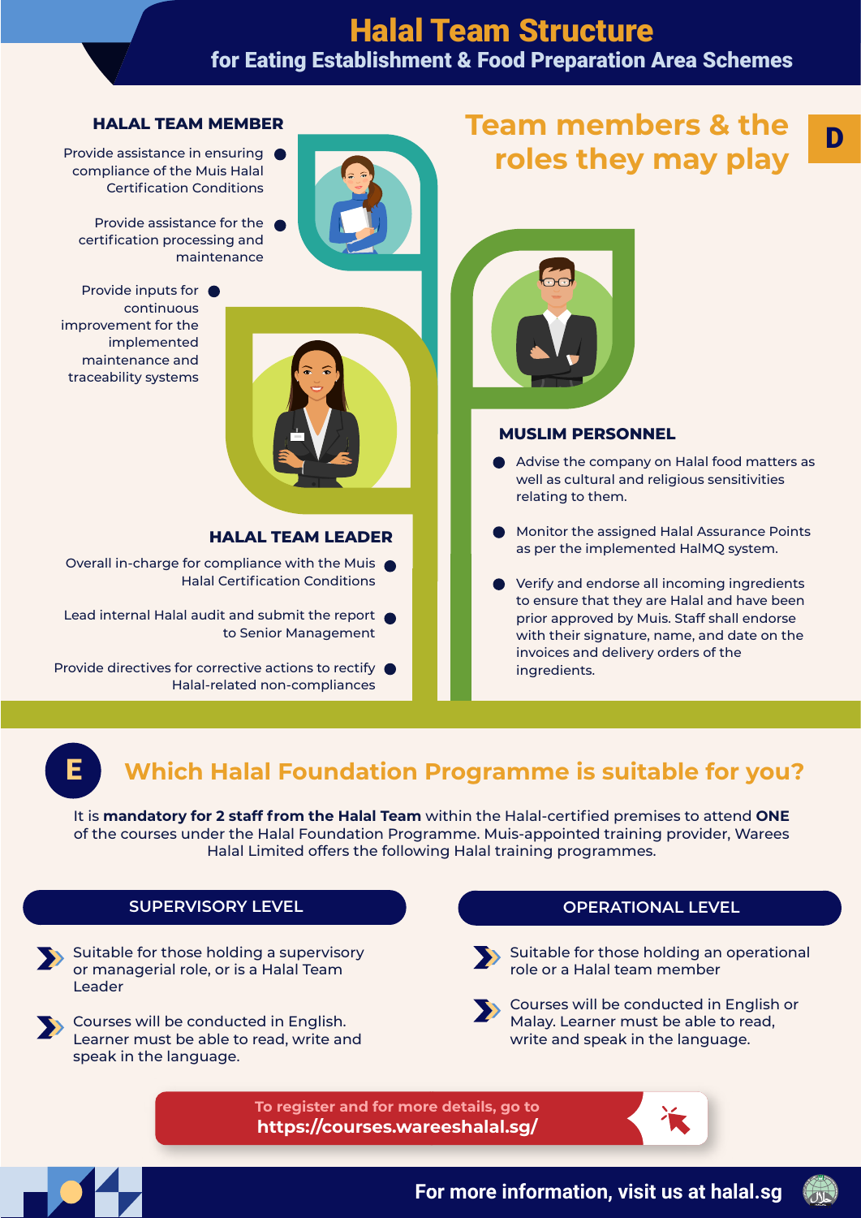# Halal Team Structure

## for Eating Establishment & Food Preparation Area Schemes

## D Team members & the roles they may play

### HALAL TEAM MEMBER

- Provide assistance in ensuring compliance of the Muis Halal Certification Conditions
- Provide assistance for the certification processing and maintenance
- Provide inputs for continuous improvement for the implemented maintenance and traceability systems

### HALAL TEAM LEADER

- Overall in-charge for compliance with the Muis Halal Certification Conditions
- Lead internal Halal audit and submit the report to Senior Management
- Provide directives for corrective actions to rectify Halal-related non-compliances

### MUSLIM PERSONNEL

- Advise the company on Halal food matters as well as cultural and religious sensitivities relating to them.
- Monitor the assigned Halal Assurance Points as per the implemented HalMQ system.
- Verify and endorse all incoming ingredients to ensure that they are Halal and have been prior approved by Muis. Staff shall endorse with their signature, name, and date on the invoices and delivery orders of the ingredients.

## E Which Halal Foundation Programme is suitable for you?

It is **mandatory for 2 staff from the Halal Team** within the Halal-certified premises to attend **ONE** of the courses under the Halal Foundation Programme. Muis-appointed training provider, Warees Halal Limited offers the following Halal training programmes.

### SUPERVISORY LEVEL

- Suitable for those holding a supervisory or managerial role, or is a Halal Team Leader
- Courses will be conducted in English. Learner must be able to read, write and speak in the language.

### OPERATIONAL LEVEL

- Suitable for those holding an operational role or a Halal team member
- Courses will be conducted in English or Malay. Learner must be able to read, write and speak in the language.

To register and for more details, go to
**https://courses.wareeshalal.sg/**

For more information, visit us at halal.sg